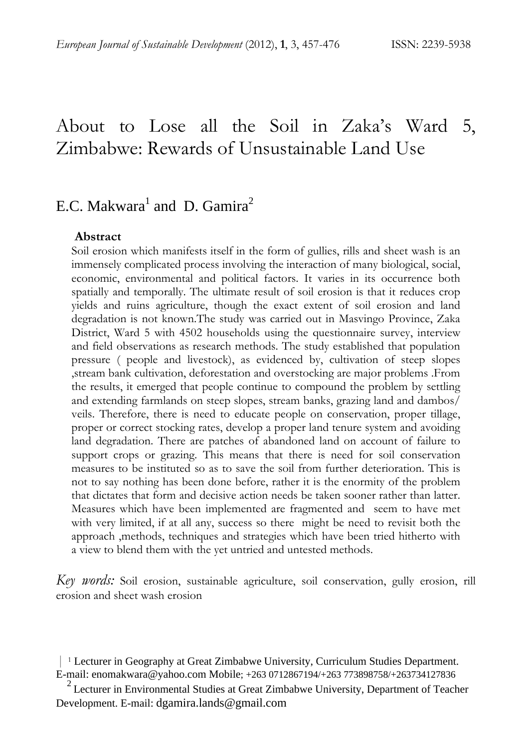# About to Lose all the Soil in Zaka's Ward 5, Zimbabwe: Rewards of Unsustainable Land Use

E.C. Makwara[1] and D. Gamira[2]

## Abstract

Soil erosion which manifests itself in the form of gullies, rills and sheet wash is an immensely complicated process involving the interaction of many biological, social, economic, environmental and political factors. It varies in its occurrence both spatially and temporally. The ultimate result of soil erosion is that it reduces crop yields and ruins agriculture, though the exact extent of soil erosion and land degradation is not known.The study was carried out in Masvingo Province, Zaka District, Ward 5 with 4502 households using the questionnaire survey, interview and field observations as research methods. The study established that population pressure ( people and livestock), as evidenced by, cultivation of steep slopes ,stream bank cultivation, deforestation and overstocking are major problems .From the results, it emerged that people continue to compound the problem by settling and extending farmlands on steep slopes, stream banks, grazing land and dambos/ veils. Therefore, there is need to educate people on conservation, proper tillage, proper or correct stocking rates, develop a proper land tenure system and avoiding land degradation. There are patches of abandoned land on account of failure to support crops or grazing. This means that there is need for soil conservation measures to be instituted so as to save the soil from further deterioration. This is not to say nothing has been done before, rather it is the enormity of the problem that dictates that form and decisive action needs be taken sooner rather than latter. Measures which have been implemented are fragmented and seem to have met with very limited, if at all any, success so there might be need to revisit both the approach ,methods, techniques and strategies which have been tried hitherto with a view to blend them with the yet untried and untested methods.

*Key words:* Soil erosion, sustainable agriculture, soil conservation, gully erosion, rill erosion and sheet wash erosion

[1] Lecturer in Geography at Great Zimbabwe University, Curriculum Studies Department. E-mail: enomakwara@yahoo.com Mobile; +263 0712867194/+263 773898758/+263734127836

[2] Lecturer in Environmental Studies at Great Zimbabwe University, Department of Teacher Development. E-mail: dgamira.lands@gmail.com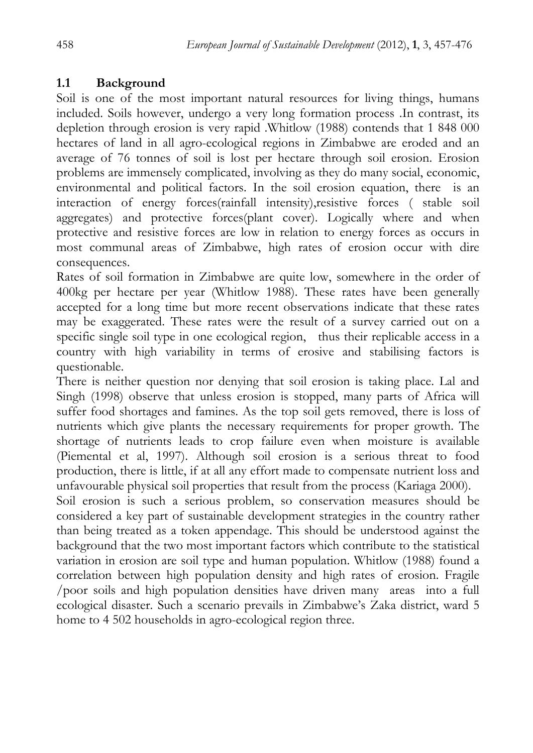## 1.1 Background

Soil is one of the most important natural resources for living things, humans included. Soils however, undergo a very long formation process .In contrast, its depletion through erosion is very rapid .Whitlow (1988) contends that 1 848 000 hectares of land in all agro-ecological regions in Zimbabwe are eroded and an average of 76 tonnes of soil is lost per hectare through soil erosion. Erosion problems are immensely complicated, involving as they do many social, economic, environmental and political factors. In the soil erosion equation, there is an interaction of energy forces(rainfall intensity),resistive forces ( stable soil aggregates) and protective forces(plant cover). Logically where and when protective and resistive forces are low in relation to energy forces as occurs in most communal areas of Zimbabwe, high rates of erosion occur with dire consequences.

Rates of soil formation in Zimbabwe are quite low, somewhere in the order of 400kg per hectare per year (Whitlow 1988). These rates have been generally accepted for a long time but more recent observations indicate that these rates may be exaggerated. These rates were the result of a survey carried out on a specific single soil type in one ecological region, thus their replicable access in a country with high variability in terms of erosive and stabilising factors is questionable.

There is neither question nor denying that soil erosion is taking place. Lal and Singh (1998) observe that unless erosion is stopped, many parts of Africa will suffer food shortages and famines. As the top soil gets removed, there is loss of nutrients which give plants the necessary requirements for proper growth. The shortage of nutrients leads to crop failure even when moisture is available (Piemental et al, 1997). Although soil erosion is a serious threat to food production, there is little, if at all any effort made to compensate nutrient loss and unfavourable physical soil properties that result from the process (Kariaga 2000).

Soil erosion is such a serious problem, so conservation measures should be considered a key part of sustainable development strategies in the country rather than being treated as a token appendage. This should be understood against the background that the two most important factors which contribute to the statistical variation in erosion are soil type and human population. Whitlow (1988) found a correlation between high population density and high rates of erosion. Fragile /poor soils and high population densities have driven many areas into a full ecological disaster. Such a scenario prevails in Zimbabwe's Zaka district, ward 5 home to 4 502 households in agro-ecological region three.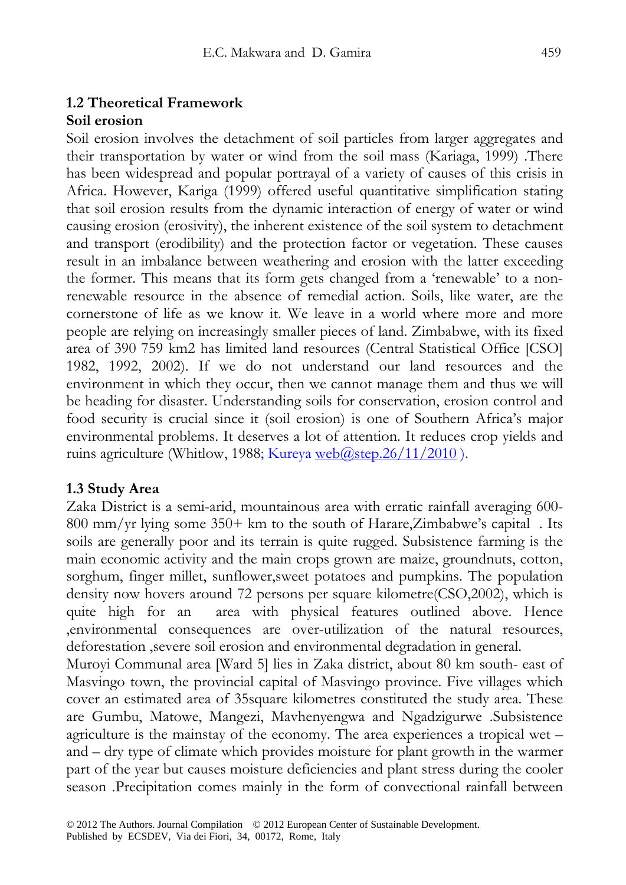## 1.2 Theoretical Framework

### Soil erosion

Soil erosion involves the detachment of soil particles from larger aggregates and their transportation by water or wind from the soil mass (Kariaga, 1999) .There has been widespread and popular portrayal of a variety of causes of this crisis in Africa. However, Kariga (1999) offered useful quantitative simplification stating that soil erosion results from the dynamic interaction of energy of water or wind causing erosion (erosivity), the inherent existence of the soil system to detachment and transport (erodibility) and the protection factor or vegetation. These causes result in an imbalance between weathering and erosion with the latter exceeding the former. This means that its form gets changed from a 'renewable' to a non-renewable resource in the absence of remedial action. Soils, like water, are the cornerstone of life as we know it. We leave in a world where more and more people are relying on increasingly smaller pieces of land. Zimbabwe, with its fixed area of 390 759 km2 has limited land resources (Central Statistical Office [CSO] 1982, 1992, 2002). If we do not understand our land resources and the environment in which they occur, then we cannot manage them and thus we will be heading for disaster. Understanding soils for conservation, erosion control and food security is crucial since it (soil erosion) is one of Southern Africa's major environmental problems. It deserves a lot of attention. It reduces crop yields and ruins agriculture (Whitlow, 1988; Kureya web@step.26/11/2010 ).

## 1.3 Study Area

Zaka District is a semi-arid, mountainous area with erratic rainfall averaging 600-800 mm/yr lying some 350+ km to the south of Harare,Zimbabwe's capital . Its soils are generally poor and its terrain is quite rugged. Subsistence farming is the main economic activity and the main crops grown are maize, groundnuts, cotton, sorghum, finger millet, sunflower,sweet potatoes and pumpkins. The population density now hovers around 72 persons per square kilometre(CSO,2002), which is quite high for an area with physical features outlined above. Hence ,environmental consequences are over-utilization of the natural resources, deforestation ,severe soil erosion and environmental degradation in general.

Muroyi Communal area [Ward 5] lies in Zaka district, about 80 km south- east of Masvingo town, the provincial capital of Masvingo province. Five villages which cover an estimated area of 35square kilometres constituted the study area. These are Gumbu, Matowe, Mangezi, Mavhenyengwa and Ngadzigurwe .Subsistence agriculture is the mainstay of the economy. The area experiences a tropical wet – and – dry type of climate which provides moisture for plant growth in the warmer part of the year but causes moisture deficiencies and plant stress during the cooler season .Precipitation comes mainly in the form of convectional rainfall between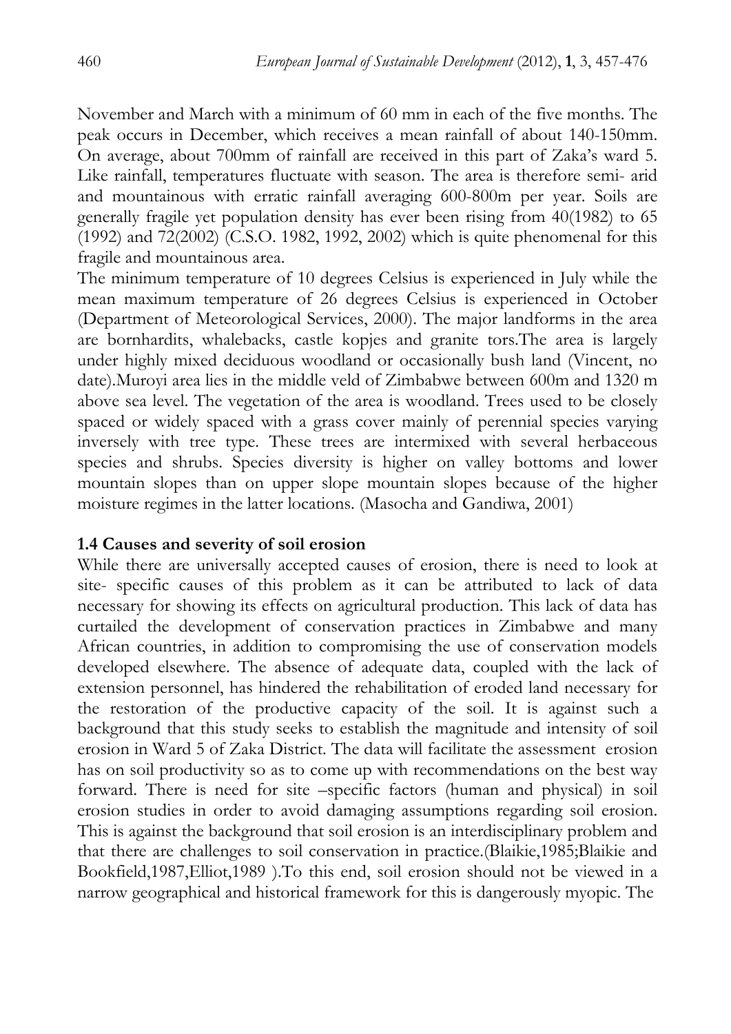November and March with a minimum of 60 mm in each of the five months. The peak occurs in December, which receives a mean rainfall of about 140-150mm. On average, about 700mm of rainfall are received in this part of Zaka's ward 5. Like rainfall, temperatures fluctuate with season. The area is therefore semi- arid and mountainous with erratic rainfall averaging 600-800m per year. Soils are generally fragile yet population density has ever been rising from 40(1982) to 65 (1992) and 72(2002) (C.S.O. 1982, 1992, 2002) which is quite phenomenal for this fragile and mountainous area.

The minimum temperature of 10 degrees Celsius is experienced in July while the mean maximum temperature of 26 degrees Celsius is experienced in October (Department of Meteorological Services, 2000). The major landforms in the area are bornhardits, whalebacks, castle kopjes and granite tors.The area is largely under highly mixed deciduous woodland or occasionally bush land (Vincent, no date).Muroyi area lies in the middle veld of Zimbabwe between 600m and 1320 m above sea level. The vegetation of the area is woodland. Trees used to be closely spaced or widely spaced with a grass cover mainly of perennial species varying inversely with tree type. These trees are intermixed with several herbaceous species and shrubs. Species diversity is higher on valley bottoms and lower mountain slopes than on upper slope mountain slopes because of the higher moisture regimes in the latter locations. (Masocha and Gandiwa, 2001)

### 1.4 Causes and severity of soil erosion

While there are universally accepted causes of erosion, there is need to look at site- specific causes of this problem as it can be attributed to lack of data necessary for showing its effects on agricultural production. This lack of data has curtailed the development of conservation practices in Zimbabwe and many African countries, in addition to compromising the use of conservation models developed elsewhere. The absence of adequate data, coupled with the lack of extension personnel, has hindered the rehabilitation of eroded land necessary for the restoration of the productive capacity of the soil. It is against such a background that this study seeks to establish the magnitude and intensity of soil erosion in Ward 5 of Zaka District. The data will facilitate the assessment erosion has on soil productivity so as to come up with recommendations on the best way forward. There is need for site –specific factors (human and physical) in soil erosion studies in order to avoid damaging assumptions regarding soil erosion. This is against the background that soil erosion is an interdisciplinary problem and that there are challenges to soil conservation in practice.(Blaikie,1985;Blaikie and Bookfield,1987,Elliot,1989 ).To this end, soil erosion should not be viewed in a narrow geographical and historical framework for this is dangerously myopic. The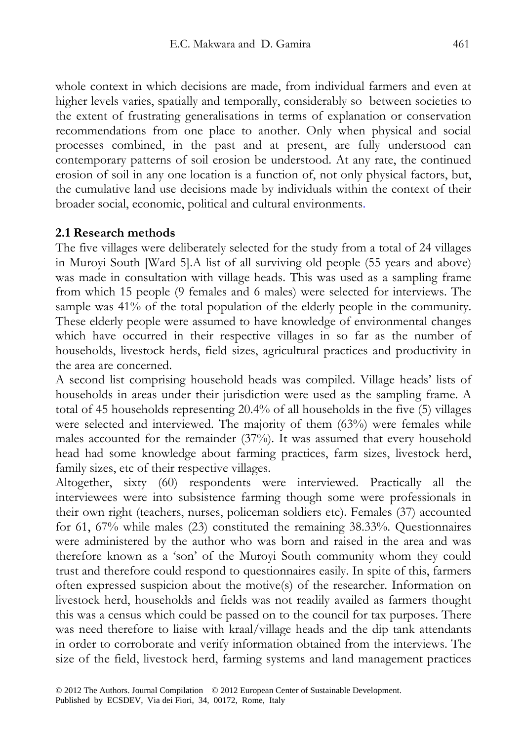whole context in which decisions are made, from individual farmers and even at higher levels varies, spatially and temporally, considerably so between societies to the extent of frustrating generalisations in terms of explanation or conservation recommendations from one place to another. Only when physical and social processes combined, in the past and at present, are fully understood can contemporary patterns of soil erosion be understood. At any rate, the continued erosion of soil in any one location is a function of, not only physical factors, but, the cumulative land use decisions made by individuals within the context of their broader social, economic, political and cultural environments.

**2.1 Research methods**

The five villages were deliberately selected for the study from a total of 24 villages in Muroyi South [Ward 5].A list of all surviving old people (55 years and above) was made in consultation with village heads. This was used as a sampling frame from which 15 people (9 females and 6 males) were selected for interviews. The sample was 41% of the total population of the elderly people in the community. These elderly people were assumed to have knowledge of environmental changes which have occurred in their respective villages in so far as the number of households, livestock herds, field sizes, agricultural practices and productivity in the area are concerned.

A second list comprising household heads was compiled. Village heads' lists of households in areas under their jurisdiction were used as the sampling frame. A total of 45 households representing 20.4% of all households in the five (5) villages were selected and interviewed. The majority of them (63%) were females while males accounted for the remainder (37%). It was assumed that every household head had some knowledge about farming practices, farm sizes, livestock herd, family sizes, etc of their respective villages.

Altogether, sixty (60) respondents were interviewed. Practically all the interviewees were into subsistence farming though some were professionals in their own right (teachers, nurses, policeman soldiers etc). Females (37) accounted for 61, 67% while males (23) constituted the remaining 38.33%. Questionnaires were administered by the author who was born and raised in the area and was therefore known as a 'son' of the Muroyi South community whom they could trust and therefore could respond to questionnaires easily. In spite of this, farmers often expressed suspicion about the motive(s) of the researcher. Information on livestock herd, households and fields was not readily availed as farmers thought this was a census which could be passed on to the council for tax purposes. There was need therefore to liaise with kraal/village heads and the dip tank attendants in order to corroborate and verify information obtained from the interviews. The size of the field, livestock herd, farming systems and land management practices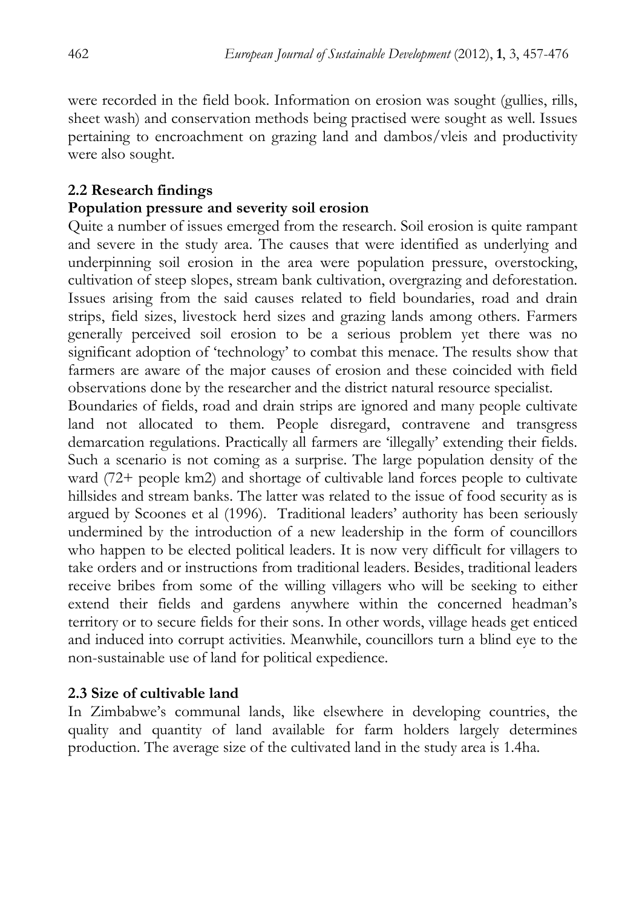were recorded in the field book. Information on erosion was sought (gullies, rills, sheet wash) and conservation methods being practised were sought as well. Issues pertaining to encroachment on grazing land and dambos/vleis and productivity were also sought.

## 2.2 Research findings

### Population pressure and severity soil erosion

Quite a number of issues emerged from the research. Soil erosion is quite rampant and severe in the study area. The causes that were identified as underlying and underpinning soil erosion in the area were population pressure, overstocking, cultivation of steep slopes, stream bank cultivation, overgrazing and deforestation. Issues arising from the said causes related to field boundaries, road and drain strips, field sizes, livestock herd sizes and grazing lands among others. Farmers generally perceived soil erosion to be a serious problem yet there was no significant adoption of 'technology' to combat this menace. The results show that farmers are aware of the major causes of erosion and these coincided with field observations done by the researcher and the district natural resource specialist.

Boundaries of fields, road and drain strips are ignored and many people cultivate land not allocated to them. People disregard, contravene and transgress demarcation regulations. Practically all farmers are 'illegally' extending their fields. Such a scenario is not coming as a surprise. The large population density of the ward (72+ people km2) and shortage of cultivable land forces people to cultivate hillsides and stream banks. The latter was related to the issue of food security as is argued by Scoones et al (1996). Traditional leaders' authority has been seriously undermined by the introduction of a new leadership in the form of councillors who happen to be elected political leaders. It is now very difficult for villagers to take orders and or instructions from traditional leaders. Besides, traditional leaders receive bribes from some of the willing villagers who will be seeking to either extend their fields and gardens anywhere within the concerned headman's territory or to secure fields for their sons. In other words, village heads get enticed and induced into corrupt activities. Meanwhile, councillors turn a blind eye to the non-sustainable use of land for political expedience.

## 2.3 Size of cultivable land

In Zimbabwe's communal lands, like elsewhere in developing countries, the quality and quantity of land available for farm holders largely determines production. The average size of the cultivated land in the study area is 1.4ha.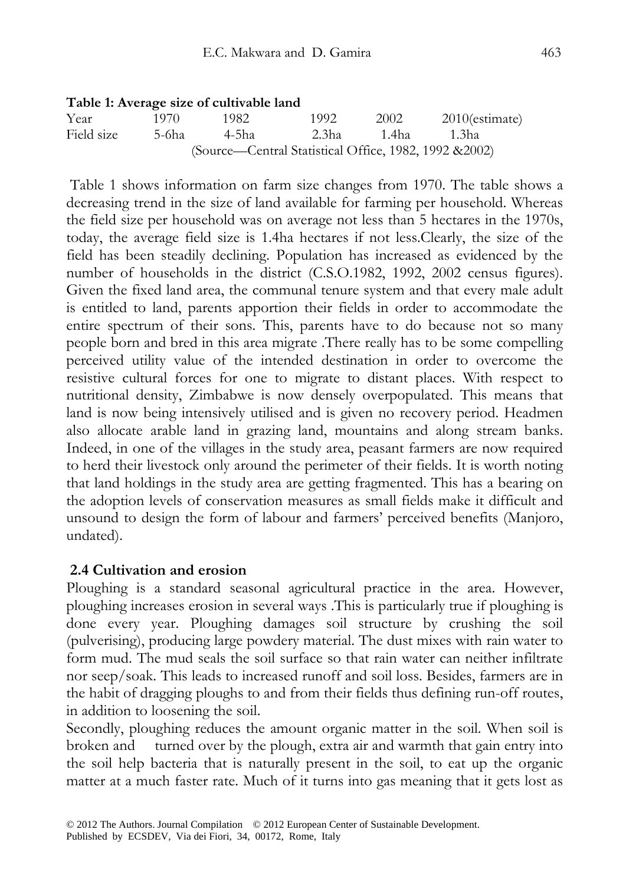**Table 1: Average size of cultivable land**

| Year | 1970 | 1982 | 1992 | 2002 | 2010(estimate) |
|---|---|---|---|---|---|
| Field size | 5-6ha | 4-5ha | 2.3ha | 1.4ha | 1.3ha |

(Source—Central Statistical Office, 1982, 1992 &2002)

Table 1 shows information on farm size changes from 1970. The table shows a decreasing trend in the size of land available for farming per household. Whereas the field size per household was on average not less than 5 hectares in the 1970s, today, the average field size is 1.4ha hectares if not less.Clearly, the size of the field has been steadily declining. Population has increased as evidenced by the number of households in the district (C.S.O.1982, 1992, 2002 census figures). Given the fixed land area, the communal tenure system and that every male adult is entitled to land, parents apportion their fields in order to accommodate the entire spectrum of their sons. This, parents have to do because not so many people born and bred in this area migrate .There really has to be some compelling perceived utility value of the intended destination in order to overcome the resistive cultural forces for one to migrate to distant places. With respect to nutritional density, Zimbabwe is now densely overpopulated. This means that land is now being intensively utilised and is given no recovery period. Headmen also allocate arable land in grazing land, mountains and along stream banks. Indeed, in one of the villages in the study area, peasant farmers are now required to herd their livestock only around the perimeter of their fields. It is worth noting that land holdings in the study area are getting fragmented. This has a bearing on the adoption levels of conservation measures as small fields make it difficult and unsound to design the form of labour and farmers' perceived benefits (Manjoro, undated).

## 2.4 Cultivation and erosion

Ploughing is a standard seasonal agricultural practice in the area. However, ploughing increases erosion in several ways .This is particularly true if ploughing is done every year. Ploughing damages soil structure by crushing the soil (pulverising), producing large powdery material. The dust mixes with rain water to form mud. The mud seals the soil surface so that rain water can neither infiltrate nor seep/soak. This leads to increased runoff and soil loss. Besides, farmers are in the habit of dragging ploughs to and from their fields thus defining run-off routes, in addition to loosening the soil.

Secondly, ploughing reduces the amount organic matter in the soil. When soil is broken and turned over by the plough, extra air and warmth that gain entry into the soil help bacteria that is naturally present in the soil, to eat up the organic matter at a much faster rate. Much of it turns into gas meaning that it gets lost as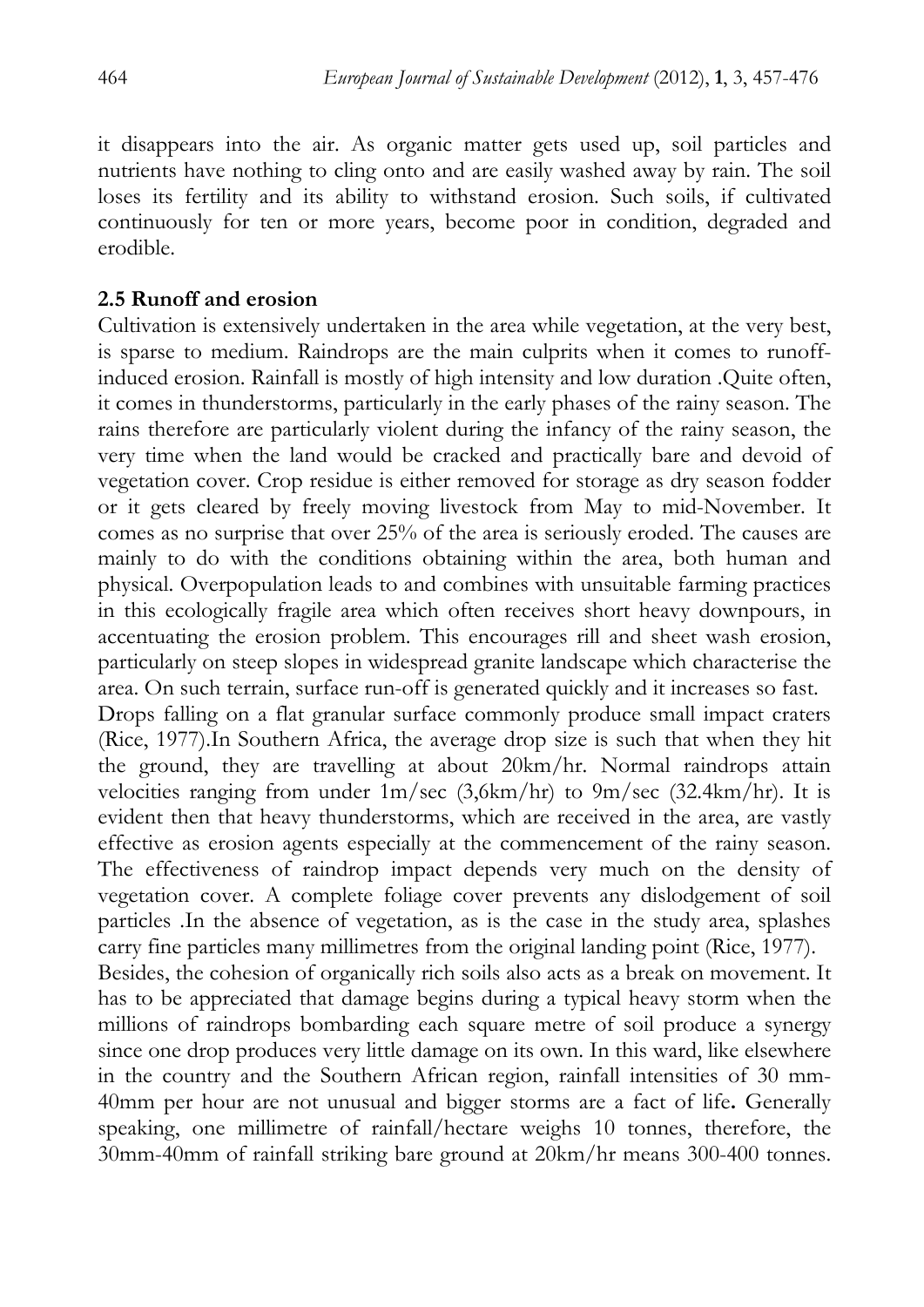it disappears into the air. As organic matter gets used up, soil particles and nutrients have nothing to cling onto and are easily washed away by rain. The soil loses its fertility and its ability to withstand erosion. Such soils, if cultivated continuously for ten or more years, become poor in condition, degraded and erodible.

**2.5 Runoff and erosion**

Cultivation is extensively undertaken in the area while vegetation, at the very best, is sparse to medium. Raindrops are the main culprits when it comes to runoff-induced erosion. Rainfall is mostly of high intensity and low duration .Quite often, it comes in thunderstorms, particularly in the early phases of the rainy season. The rains therefore are particularly violent during the infancy of the rainy season, the very time when the land would be cracked and practically bare and devoid of vegetation cover. Crop residue is either removed for storage as dry season fodder or it gets cleared by freely moving livestock from May to mid-November. It comes as no surprise that over 25% of the area is seriously eroded. The causes are mainly to do with the conditions obtaining within the area, both human and physical. Overpopulation leads to and combines with unsuitable farming practices in this ecologically fragile area which often receives short heavy downpours, in accentuating the erosion problem. This encourages rill and sheet wash erosion, particularly on steep slopes in widespread granite landscape which characterise the area. On such terrain, surface run-off is generated quickly and it increases so fast.

Drops falling on a flat granular surface commonly produce small impact craters (Rice, 1977).In Southern Africa, the average drop size is such that when they hit the ground, they are travelling at about 20km/hr. Normal raindrops attain velocities ranging from under 1m/sec (3,6km/hr) to 9m/sec (32.4km/hr). It is evident then that heavy thunderstorms, which are received in the area, are vastly effective as erosion agents especially at the commencement of the rainy season. The effectiveness of raindrop impact depends very much on the density of vegetation cover. A complete foliage cover prevents any dislodgement of soil particles .In the absence of vegetation, as is the case in the study area, splashes carry fine particles many millimetres from the original landing point (Rice, 1977).

Besides, the cohesion of organically rich soils also acts as a break on movement. It has to be appreciated that damage begins during a typical heavy storm when the millions of raindrops bombarding each square metre of soil produce a synergy since one drop produces very little damage on its own. In this ward, like elsewhere in the country and the Southern African region, rainfall intensities of 30 mm-40mm per hour are not unusual and bigger storms are a fact of life**.** Generally speaking, one millimetre of rainfall/hectare weighs 10 tonnes, therefore, the 30mm-40mm of rainfall striking bare ground at 20km/hr means 300-400 tonnes.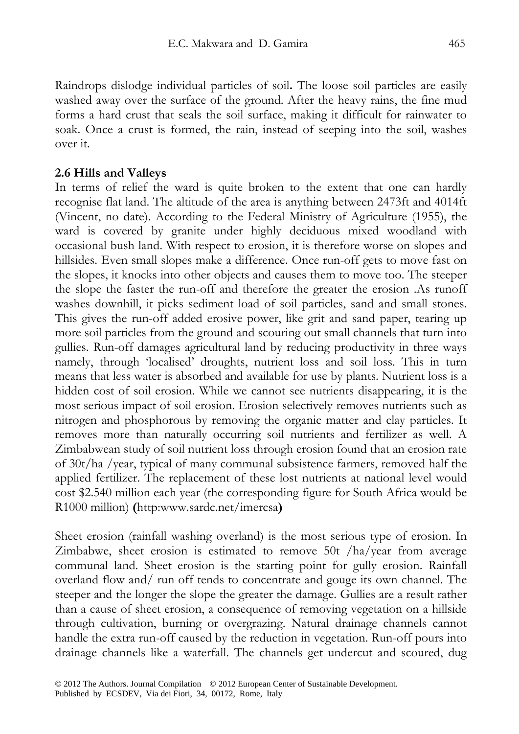Raindrops dislodge individual particles of soil**.** The loose soil particles are easily washed away over the surface of the ground. After the heavy rains, the fine mud forms a hard crust that seals the soil surface, making it difficult for rainwater to soak. Once a crust is formed, the rain, instead of seeping into the soil, washes over it.

## 2.6 Hills and Valleys

In terms of relief the ward is quite broken to the extent that one can hardly recognise flat land. The altitude of the area is anything between 2473ft and 4014ft (Vincent, no date). According to the Federal Ministry of Agriculture (1955), the ward is covered by granite under highly deciduous mixed woodland with occasional bush land. With respect to erosion, it is therefore worse on slopes and hillsides. Even small slopes make a difference. Once run-off gets to move fast on the slopes, it knocks into other objects and causes them to move too. The steeper the slope the faster the run-off and therefore the greater the erosion .As runoff washes downhill, it picks sediment load of soil particles, sand and small stones. This gives the run-off added erosive power, like grit and sand paper, tearing up more soil particles from the ground and scouring out small channels that turn into gullies. Run-off damages agricultural land by reducing productivity in three ways namely, through 'localised' droughts, nutrient loss and soil loss. This in turn means that less water is absorbed and available for use by plants. Nutrient loss is a hidden cost of soil erosion. While we cannot see nutrients disappearing, it is the most serious impact of soil erosion. Erosion selectively removes nutrients such as nitrogen and phosphorous by removing the organic matter and clay particles. It removes more than naturally occurring soil nutrients and fertilizer as well. A Zimbabwean study of soil nutrient loss through erosion found that an erosion rate of 30t/ha /year, typical of many communal subsistence farmers, removed half the applied fertilizer. The replacement of these lost nutrients at national level would cost \$2.540 million each year (the corresponding figure for South Africa would be R1000 million) **(**http:www.sardc.net/imercsa**)**

Sheet erosion (rainfall washing overland) is the most serious type of erosion. In Zimbabwe, sheet erosion is estimated to remove 50t /ha/year from average communal land. Sheet erosion is the starting point for gully erosion. Rainfall overland flow and/ run off tends to concentrate and gouge its own channel. The steeper and the longer the slope the greater the damage. Gullies are a result rather than a cause of sheet erosion, a consequence of removing vegetation on a hillside through cultivation, burning or overgrazing. Natural drainage channels cannot handle the extra run-off caused by the reduction in vegetation. Run-off pours into drainage channels like a waterfall. The channels get undercut and scoured, dug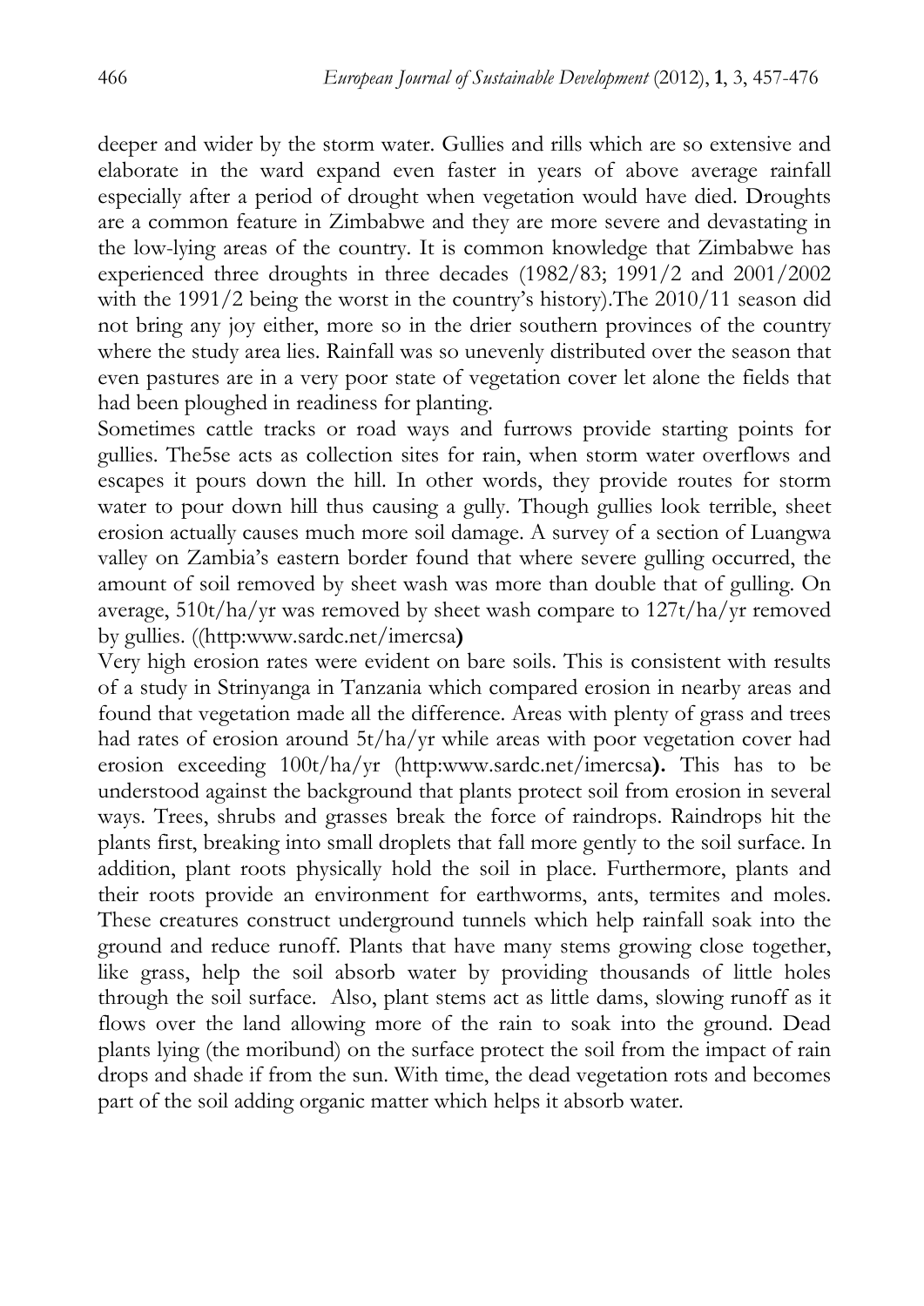deeper and wider by the storm water. Gullies and rills which are so extensive and elaborate in the ward expand even faster in years of above average rainfall especially after a period of drought when vegetation would have died. Droughts are a common feature in Zimbabwe and they are more severe and devastating in the low-lying areas of the country. It is common knowledge that Zimbabwe has experienced three droughts in three decades (1982/83; 1991/2 and 2001/2002 with the 1991/2 being the worst in the country's history).The 2010/11 season did not bring any joy either, more so in the drier southern provinces of the country where the study area lies. Rainfall was so unevenly distributed over the season that even pastures are in a very poor state of vegetation cover let alone the fields that had been ploughed in readiness for planting.

Sometimes cattle tracks or road ways and furrows provide starting points for gullies. The5se acts as collection sites for rain, when storm water overflows and escapes it pours down the hill. In other words, they provide routes for storm water to pour down hill thus causing a gully. Though gullies look terrible, sheet erosion actually causes much more soil damage. A survey of a section of Luangwa valley on Zambia's eastern border found that where severe gulling occurred, the amount of soil removed by sheet wash was more than double that of gulling. On average, 510t/ha/yr was removed by sheet wash compare to 127t/ha/yr removed by gullies. ((http:www.sardc.net/imercsa**)**

Very high erosion rates were evident on bare soils. This is consistent with results of a study in Strinyanga in Tanzania which compared erosion in nearby areas and found that vegetation made all the difference. Areas with plenty of grass and trees had rates of erosion around 5t/ha/yr while areas with poor vegetation cover had erosion exceeding 100t/ha/yr (http:www.sardc.net/imercsa**).** This has to be understood against the background that plants protect soil from erosion in several ways. Trees, shrubs and grasses break the force of raindrops. Raindrops hit the plants first, breaking into small droplets that fall more gently to the soil surface. In addition, plant roots physically hold the soil in place. Furthermore, plants and their roots provide an environment for earthworms, ants, termites and moles. These creatures construct underground tunnels which help rainfall soak into the ground and reduce runoff. Plants that have many stems growing close together, like grass, help the soil absorb water by providing thousands of little holes through the soil surface. Also, plant stems act as little dams, slowing runoff as it flows over the land allowing more of the rain to soak into the ground. Dead plants lying (the moribund) on the surface protect the soil from the impact of rain drops and shade if from the sun. With time, the dead vegetation rots and becomes part of the soil adding organic matter which helps it absorb water.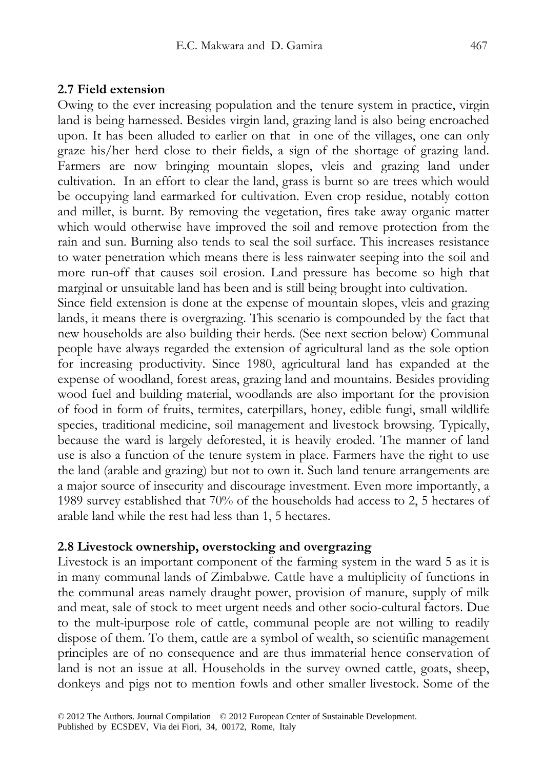### 2.7 Field extension

Owing to the ever increasing population and the tenure system in practice, virgin land is being harnessed. Besides virgin land, grazing land is also being encroached upon. It has been alluded to earlier on that in one of the villages, one can only graze his/her herd close to their fields, a sign of the shortage of grazing land. Farmers are now bringing mountain slopes, vleis and grazing land under cultivation. In an effort to clear the land, grass is burnt so are trees which would be occupying land earmarked for cultivation. Even crop residue, notably cotton and millet, is burnt. By removing the vegetation, fires take away organic matter which would otherwise have improved the soil and remove protection from the rain and sun. Burning also tends to seal the soil surface. This increases resistance to water penetration which means there is less rainwater seeping into the soil and more run-off that causes soil erosion. Land pressure has become so high that marginal or unsuitable land has been and is still being brought into cultivation.

Since field extension is done at the expense of mountain slopes, vleis and grazing lands, it means there is overgrazing. This scenario is compounded by the fact that new households are also building their herds. (See next section below) Communal people have always regarded the extension of agricultural land as the sole option for increasing productivity. Since 1980, agricultural land has expanded at the expense of woodland, forest areas, grazing land and mountains. Besides providing wood fuel and building material, woodlands are also important for the provision of food in form of fruits, termites, caterpillars, honey, edible fungi, small wildlife species, traditional medicine, soil management and livestock browsing. Typically, because the ward is largely deforested, it is heavily eroded. The manner of land use is also a function of the tenure system in place. Farmers have the right to use the land (arable and grazing) but not to own it. Such land tenure arrangements are a major source of insecurity and discourage investment. Even more importantly, a 1989 survey established that 70% of the households had access to 2, 5 hectares of arable land while the rest had less than 1, 5 hectares.

### 2.8 Livestock ownership, overstocking and overgrazing

Livestock is an important component of the farming system in the ward 5 as it is in many communal lands of Zimbabwe. Cattle have a multiplicity of functions in the communal areas namely draught power, provision of manure, supply of milk and meat, sale of stock to meet urgent needs and other socio-cultural factors. Due to the mult-ipurpose role of cattle, communal people are not willing to readily dispose of them. To them, cattle are a symbol of wealth, so scientific management principles are of no consequence and are thus immaterial hence conservation of land is not an issue at all. Households in the survey owned cattle, goats, sheep, donkeys and pigs not to mention fowls and other smaller livestock. Some of the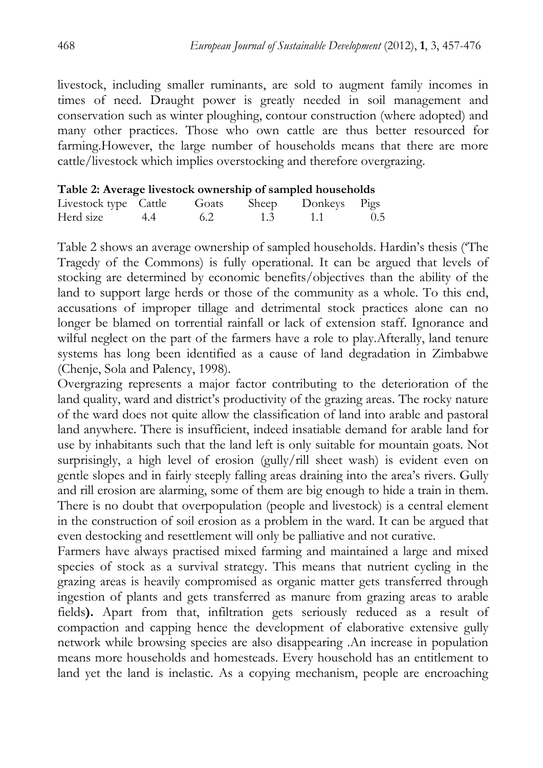livestock, including smaller ruminants, are sold to augment family incomes in times of need. Draught power is greatly needed in soil management and conservation such as winter ploughing, contour construction (where adopted) and many other practices. Those who own cattle are thus better resourced for farming.However, the large number of households means that there are more cattle/livestock which implies overstocking and therefore overgrazing.

**Table 2: Average livestock ownership of sampled households**

| Livestock type | Cattle | Goats | Sheep | Donkeys | Pigs |
|---|---|---|---|---|---|
| Herd size | 4.4 | 6.2 | 1.3 | 1.1 | 0.5 |

Table 2 shows an average ownership of sampled households. Hardin's thesis ('The Tragedy of the Commons) is fully operational. It can be argued that levels of stocking are determined by economic benefits/objectives than the ability of the land to support large herds or those of the community as a whole. To this end, accusations of improper tillage and detrimental stock practices alone can no longer be blamed on torrential rainfall or lack of extension staff. Ignorance and wilful neglect on the part of the farmers have a role to play.Afterally, land tenure systems has long been identified as a cause of land degradation in Zimbabwe (Chenje, Sola and Palency, 1998).

Overgrazing represents a major factor contributing to the deterioration of the land quality, ward and district's productivity of the grazing areas. The rocky nature of the ward does not quite allow the classification of land into arable and pastoral land anywhere. There is insufficient, indeed insatiable demand for arable land for use by inhabitants such that the land left is only suitable for mountain goats. Not surprisingly, a high level of erosion (gully/rill sheet wash) is evident even on gentle slopes and in fairly steeply falling areas draining into the area's rivers. Gully and rill erosion are alarming, some of them are big enough to hide a train in them. There is no doubt that overpopulation (people and livestock) is a central element in the construction of soil erosion as a problem in the ward. It can be argued that even destocking and resettlement will only be palliative and not curative.

Farmers have always practised mixed farming and maintained a large and mixed species of stock as a survival strategy. This means that nutrient cycling in the grazing areas is heavily compromised as organic matter gets transferred through ingestion of plants and gets transferred as manure from grazing areas to arable fields**).** Apart from that, infiltration gets seriously reduced as a result of compaction and capping hence the development of elaborative extensive gully network while browsing species are also disappearing .An increase in population means more households and homesteads. Every household has an entitlement to land yet the land is inelastic. As a copying mechanism, people are encroaching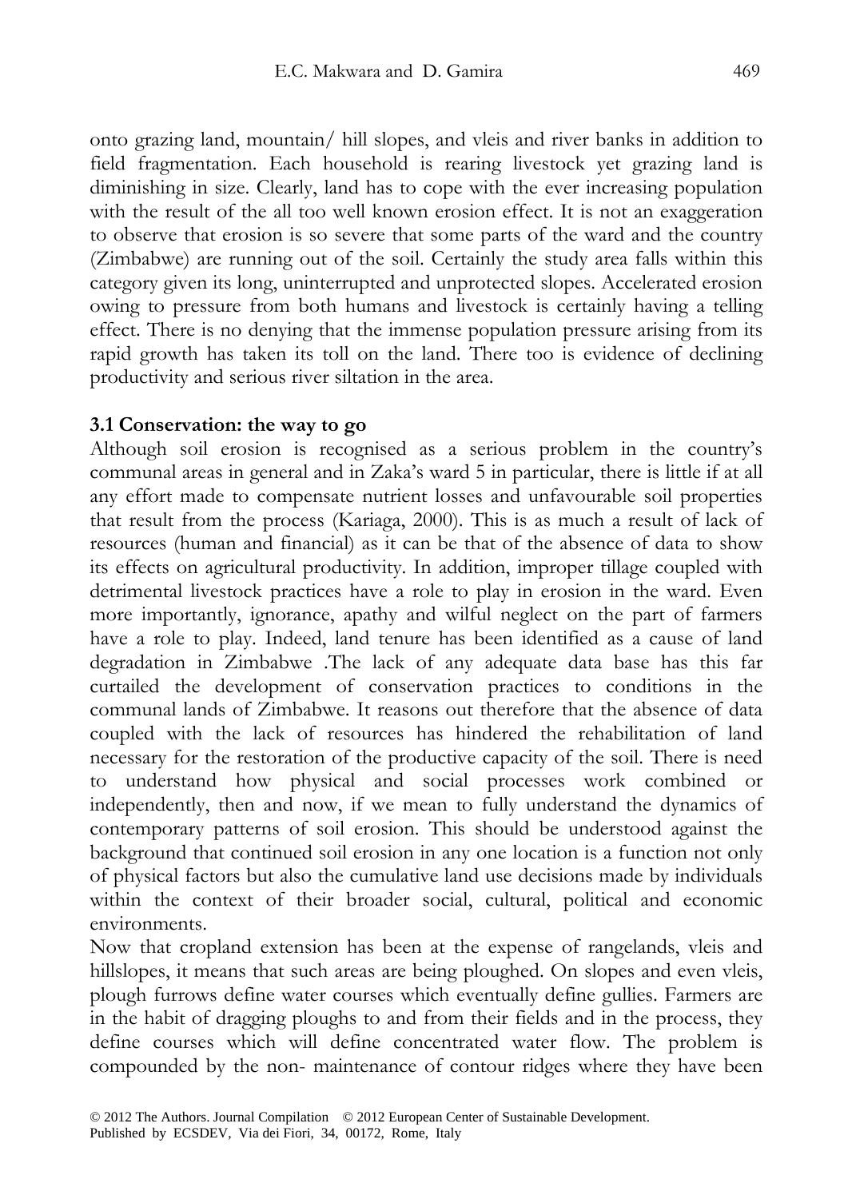onto grazing land, mountain/ hill slopes, and vleis and river banks in addition to field fragmentation. Each household is rearing livestock yet grazing land is diminishing in size. Clearly, land has to cope with the ever increasing population with the result of the all too well known erosion effect. It is not an exaggeration to observe that erosion is so severe that some parts of the ward and the country (Zimbabwe) are running out of the soil. Certainly the study area falls within this category given its long, uninterrupted and unprotected slopes. Accelerated erosion owing to pressure from both humans and livestock is certainly having a telling effect. There is no denying that the immense population pressure arising from its rapid growth has taken its toll on the land. There too is evidence of declining productivity and serious river siltation in the area.

### 3.1 Conservation: the way to go

Although soil erosion is recognised as a serious problem in the country's communal areas in general and in Zaka's ward 5 in particular, there is little if at all any effort made to compensate nutrient losses and unfavourable soil properties that result from the process (Kariaga, 2000). This is as much a result of lack of resources (human and financial) as it can be that of the absence of data to show its effects on agricultural productivity. In addition, improper tillage coupled with detrimental livestock practices have a role to play in erosion in the ward. Even more importantly, ignorance, apathy and wilful neglect on the part of farmers have a role to play. Indeed, land tenure has been identified as a cause of land degradation in Zimbabwe .The lack of any adequate data base has this far curtailed the development of conservation practices to conditions in the communal lands of Zimbabwe. It reasons out therefore that the absence of data coupled with the lack of resources has hindered the rehabilitation of land necessary for the restoration of the productive capacity of the soil. There is need to understand how physical and social processes work combined or independently, then and now, if we mean to fully understand the dynamics of contemporary patterns of soil erosion. This should be understood against the background that continued soil erosion in any one location is a function not only of physical factors but also the cumulative land use decisions made by individuals within the context of their broader social, cultural, political and economic environments.

Now that cropland extension has been at the expense of rangelands, vleis and hillslopes, it means that such areas are being ploughed. On slopes and even vleis, plough furrows define water courses which eventually define gullies. Farmers are in the habit of dragging ploughs to and from their fields and in the process, they define courses which will define concentrated water flow. The problem is compounded by the non- maintenance of contour ridges where they have been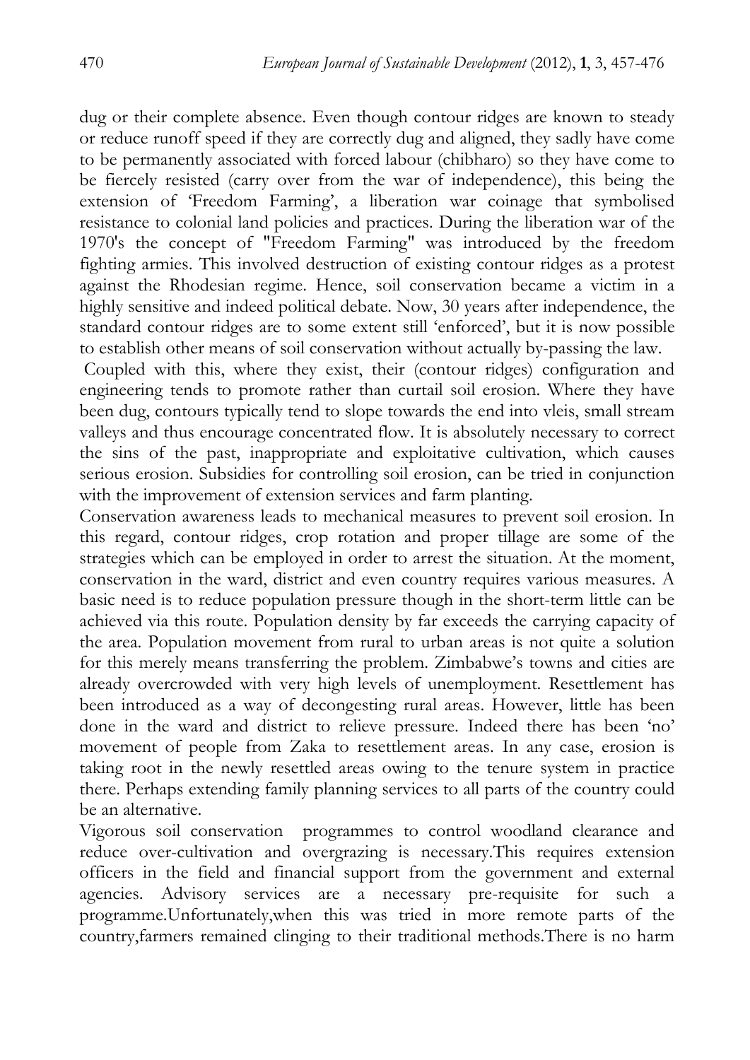dug or their complete absence. Even though contour ridges are known to steady or reduce runoff speed if they are correctly dug and aligned, they sadly have come to be permanently associated with forced labour (chibharo) so they have come to be fiercely resisted (carry over from the war of independence), this being the extension of 'Freedom Farming', a liberation war coinage that symbolised resistance to colonial land policies and practices. During the liberation war of the 1970's the concept of "Freedom Farming" was introduced by the freedom fighting armies. This involved destruction of existing contour ridges as a protest against the Rhodesian regime. Hence, soil conservation became a victim in a highly sensitive and indeed political debate. Now, 30 years after independence, the standard contour ridges are to some extent still 'enforced', but it is now possible to establish other means of soil conservation without actually by-passing the law.

Coupled with this, where they exist, their (contour ridges) configuration and engineering tends to promote rather than curtail soil erosion. Where they have been dug, contours typically tend to slope towards the end into vleis, small stream valleys and thus encourage concentrated flow. It is absolutely necessary to correct the sins of the past, inappropriate and exploitative cultivation, which causes serious erosion. Subsidies for controlling soil erosion, can be tried in conjunction with the improvement of extension services and farm planting.

Conservation awareness leads to mechanical measures to prevent soil erosion. In this regard, contour ridges, crop rotation and proper tillage are some of the strategies which can be employed in order to arrest the situation. At the moment, conservation in the ward, district and even country requires various measures. A basic need is to reduce population pressure though in the short-term little can be achieved via this route. Population density by far exceeds the carrying capacity of the area. Population movement from rural to urban areas is not quite a solution for this merely means transferring the problem. Zimbabwe's towns and cities are already overcrowded with very high levels of unemployment. Resettlement has been introduced as a way of decongesting rural areas. However, little has been done in the ward and district to relieve pressure. Indeed there has been 'no' movement of people from Zaka to resettlement areas. In any case, erosion is taking root in the newly resettled areas owing to the tenure system in practice there. Perhaps extending family planning services to all parts of the country could be an alternative.

Vigorous soil conservation programmes to control woodland clearance and reduce over-cultivation and overgrazing is necessary.This requires extension officers in the field and financial support from the government and external agencies. Advisory services are a necessary pre-requisite for such a programme.Unfortunately,when this was tried in more remote parts of the country,farmers remained clinging to their traditional methods.There is no harm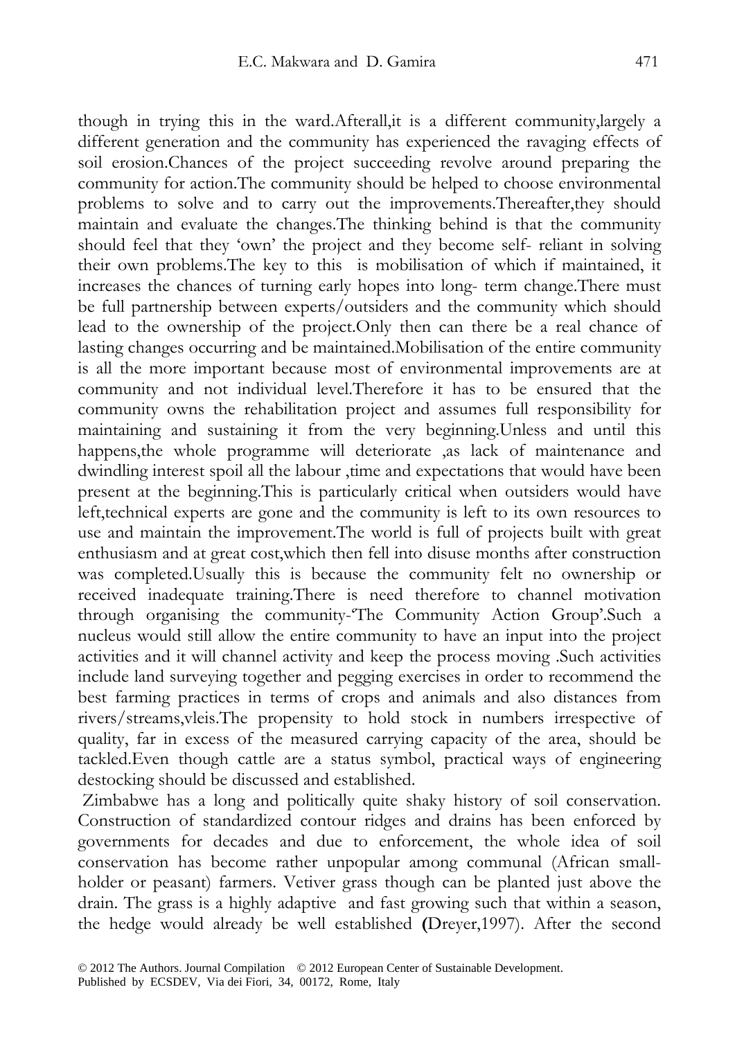though in trying this in the ward.Afterall,it is a different community,largely a different generation and the community has experienced the ravaging effects of soil erosion.Chances of the project succeeding revolve around preparing the community for action.The community should be helped to choose environmental problems to solve and to carry out the improvements.Thereafter,they should maintain and evaluate the changes.The thinking behind is that the community should feel that they 'own' the project and they become self- reliant in solving their own problems.The key to this is mobilisation of which if maintained, it increases the chances of turning early hopes into long- term change.There must be full partnership between experts/outsiders and the community which should lead to the ownership of the project.Only then can there be a real chance of lasting changes occurring and be maintained.Mobilisation of the entire community is all the more important because most of environmental improvements are at community and not individual level.Therefore it has to be ensured that the community owns the rehabilitation project and assumes full responsibility for maintaining and sustaining it from the very beginning.Unless and until this happens,the whole programme will deteriorate ,as lack of maintenance and dwindling interest spoil all the labour ,time and expectations that would have been present at the beginning.This is particularly critical when outsiders would have left,technical experts are gone and the community is left to its own resources to use and maintain the improvement.The world is full of projects built with great enthusiasm and at great cost,which then fell into disuse months after construction was completed.Usually this is because the community felt no ownership or received inadequate training.There is need therefore to channel motivation through organising the community-'The Community Action Group'.Such a nucleus would still allow the entire community to have an input into the project activities and it will channel activity and keep the process moving .Such activities include land surveying together and pegging exercises in order to recommend the best farming practices in terms of crops and animals and also distances from rivers/streams,vleis.The propensity to hold stock in numbers irrespective of quality, far in excess of the measured carrying capacity of the area, should be tackled.Even though cattle are a status symbol, practical ways of engineering destocking should be discussed and established.

Zimbabwe has a long and politically quite shaky history of soil conservation. Construction of standardized contour ridges and drains has been enforced by governments for decades and due to enforcement, the whole idea of soil conservation has become rather unpopular among communal (African small-holder or peasant) farmers. Vetiver grass though can be planted just above the drain. The grass is a highly adaptive and fast growing such that within a season, the hedge would already be well established (Dreyer,1997). After the second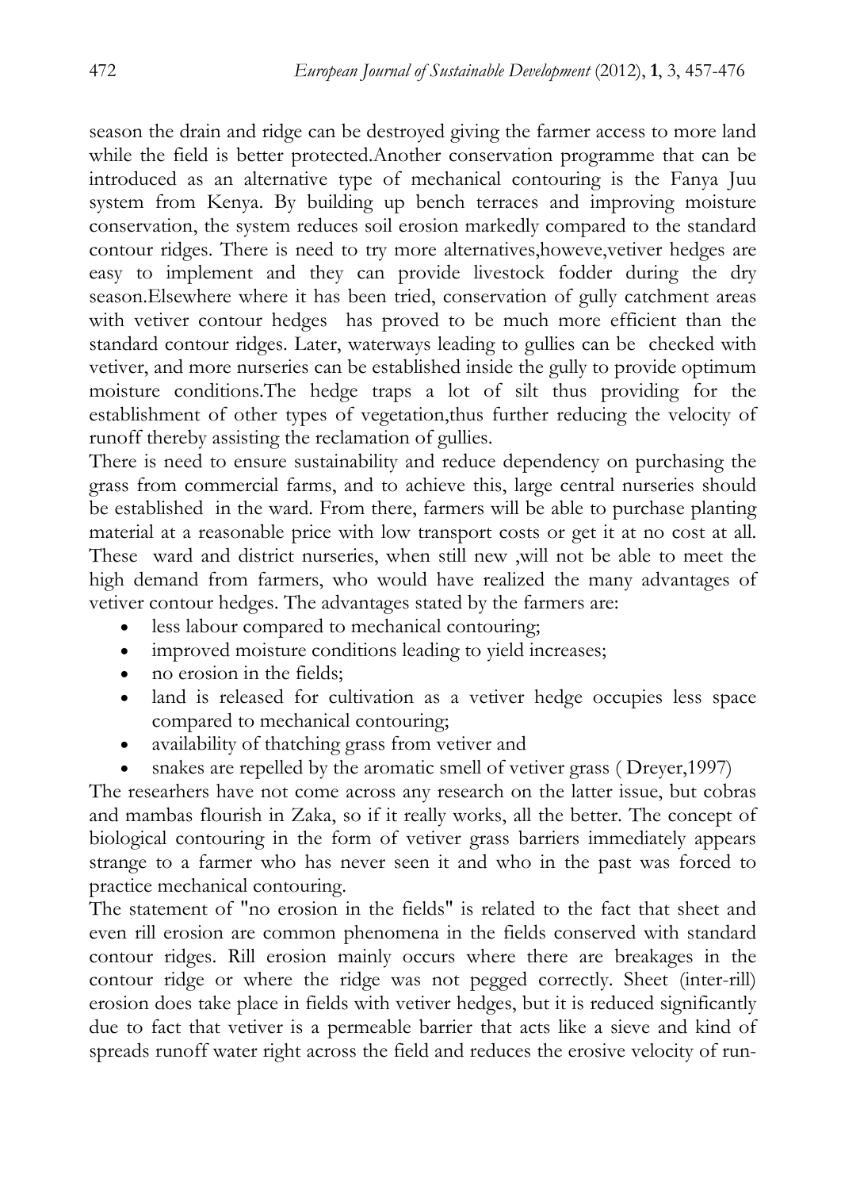season the drain and ridge can be destroyed giving the farmer access to more land while the field is better protected.Another conservation programme that can be introduced as an alternative type of mechanical contouring is the Fanya Juu system from Kenya. By building up bench terraces and improving moisture conservation, the system reduces soil erosion markedly compared to the standard contour ridges. There is need to try more alternatives,howeve,vetiver hedges are easy to implement and they can provide livestock fodder during the dry season.Elsewhere where it has been tried, conservation of gully catchment areas with vetiver contour hedges has proved to be much more efficient than the standard contour ridges. Later, waterways leading to gullies can be checked with vetiver, and more nurseries can be established inside the gully to provide optimum moisture conditions.The hedge traps a lot of silt thus providing for the establishment of other types of vegetation,thus further reducing the velocity of runoff thereby assisting the reclamation of gullies.

There is need to ensure sustainability and reduce dependency on purchasing the grass from commercial farms, and to achieve this, large central nurseries should be established in the ward. From there, farmers will be able to purchase planting material at a reasonable price with low transport costs or get it at no cost at all. These ward and district nurseries, when still new ,will not be able to meet the high demand from farmers, who would have realized the many advantages of vetiver contour hedges. The advantages stated by the farmers are:

- less labour compared to mechanical contouring;
- improved moisture conditions leading to yield increases;
- no erosion in the fields;
- land is released for cultivation as a vetiver hedge occupies less space compared to mechanical contouring;
- availability of thatching grass from vetiver and
- snakes are repelled by the aromatic smell of vetiver grass ( Dreyer,1997)

The researhers have not come across any research on the latter issue, but cobras and mambas flourish in Zaka, so if it really works, all the better. The concept of biological contouring in the form of vetiver grass barriers immediately appears strange to a farmer who has never seen it and who in the past was forced to practice mechanical contouring.

The statement of "no erosion in the fields" is related to the fact that sheet and even rill erosion are common phenomena in the fields conserved with standard contour ridges. Rill erosion mainly occurs where there are breakages in the contour ridge or where the ridge was not pegged correctly. Sheet (inter-rill) erosion does take place in fields with vetiver hedges, but it is reduced significantly due to fact that vetiver is a permeable barrier that acts like a sieve and kind of spreads runoff water right across the field and reduces the erosive velocity of run-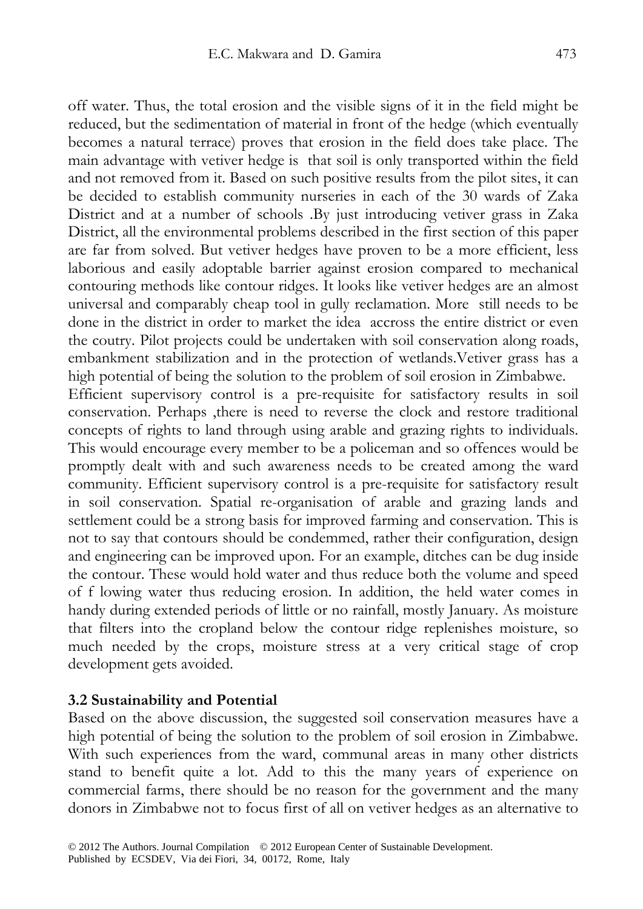off water. Thus, the total erosion and the visible signs of it in the field might be reduced, but the sedimentation of material in front of the hedge (which eventually becomes a natural terrace) proves that erosion in the field does take place. The main advantage with vetiver hedge is that soil is only transported within the field and not removed from it. Based on such positive results from the pilot sites, it can be decided to establish community nurseries in each of the 30 wards of Zaka District and at a number of schools .By just introducing vetiver grass in Zaka District, all the environmental problems described in the first section of this paper are far from solved. But vetiver hedges have proven to be a more efficient, less laborious and easily adoptable barrier against erosion compared to mechanical contouring methods like contour ridges. It looks like vetiver hedges are an almost universal and comparably cheap tool in gully reclamation. More still needs to be done in the district in order to market the idea accross the entire district or even the coutry. Pilot projects could be undertaken with soil conservation along roads, embankment stabilization and in the protection of wetlands.Vetiver grass has a high potential of being the solution to the problem of soil erosion in Zimbabwe.

Efficient supervisory control is a pre-requisite for satisfactory results in soil conservation. Perhaps ,there is need to reverse the clock and restore traditional concepts of rights to land through using arable and grazing rights to individuals. This would encourage every member to be a policeman and so offences would be promptly dealt with and such awareness needs to be created among the ward community. Efficient supervisory control is a pre-requisite for satisfactory result in soil conservation. Spatial re-organisation of arable and grazing lands and settlement could be a strong basis for improved farming and conservation. This is not to say that contours should be condemmed, rather their configuration, design and engineering can be improved upon. For an example, ditches can be dug inside the contour. These would hold water and thus reduce both the volume and speed of f lowing water thus reducing erosion. In addition, the held water comes in handy during extended periods of little or no rainfall, mostly January. As moisture that filters into the cropland below the contour ridge replenishes moisture, so much needed by the crops, moisture stress at a very critical stage of crop development gets avoided.

### 3.2 Sustainability and Potential

Based on the above discussion, the suggested soil conservation measures have a high potential of being the solution to the problem of soil erosion in Zimbabwe. With such experiences from the ward, communal areas in many other districts stand to benefit quite a lot. Add to this the many years of experience on commercial farms, there should be no reason for the government and the many donors in Zimbabwe not to focus first of all on vetiver hedges as an alternative to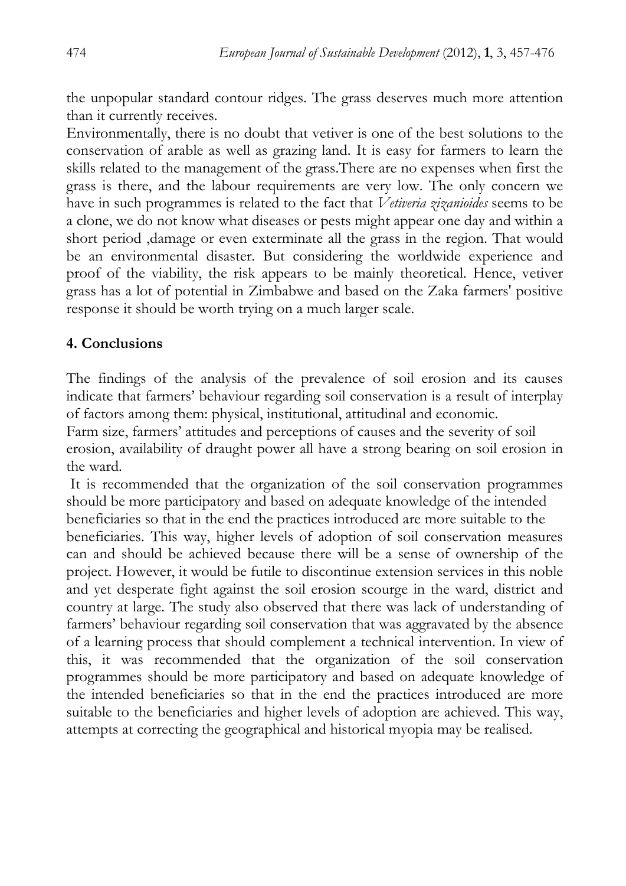the unpopular standard contour ridges. The grass deserves much more attention than it currently receives.

Environmentally, there is no doubt that vetiver is one of the best solutions to the conservation of arable as well as grazing land. It is easy for farmers to learn the skills related to the management of the grass.There are no expenses when first the grass is there, and the labour requirements are very low. The only concern we have in such programmes is related to the fact that *Vetiveria zizanioides* seems to be a clone, we do not know what diseases or pests might appear one day and within a short period ,damage or even exterminate all the grass in the region. That would be an environmental disaster. But considering the worldwide experience and proof of the viability, the risk appears to be mainly theoretical. Hence, vetiver grass has a lot of potential in Zimbabwe and based on the Zaka farmers' positive response it should be worth trying on a much larger scale.

## 4. Conclusions

The findings of the analysis of the prevalence of soil erosion and its causes indicate that farmers' behaviour regarding soil conservation is a result of interplay of factors among them: physical, institutional, attitudinal and economic.

Farm size, farmers' attitudes and perceptions of causes and the severity of soil erosion, availability of draught power all have a strong bearing on soil erosion in the ward.

It is recommended that the organization of the soil conservation programmes should be more participatory and based on adequate knowledge of the intended beneficiaries so that in the end the practices introduced are more suitable to the beneficiaries. This way, higher levels of adoption of soil conservation measures can and should be achieved because there will be a sense of ownership of the project. However, it would be futile to discontinue extension services in this noble and yet desperate fight against the soil erosion scourge in the ward, district and country at large. The study also observed that there was lack of understanding of farmers' behaviour regarding soil conservation that was aggravated by the absence of a learning process that should complement a technical intervention. In view of this, it was recommended that the organization of the soil conservation programmes should be more participatory and based on adequate knowledge of the intended beneficiaries so that in the end the practices introduced are more suitable to the beneficiaries and higher levels of adoption are achieved. This way, attempts at correcting the geographical and historical myopia may be realised.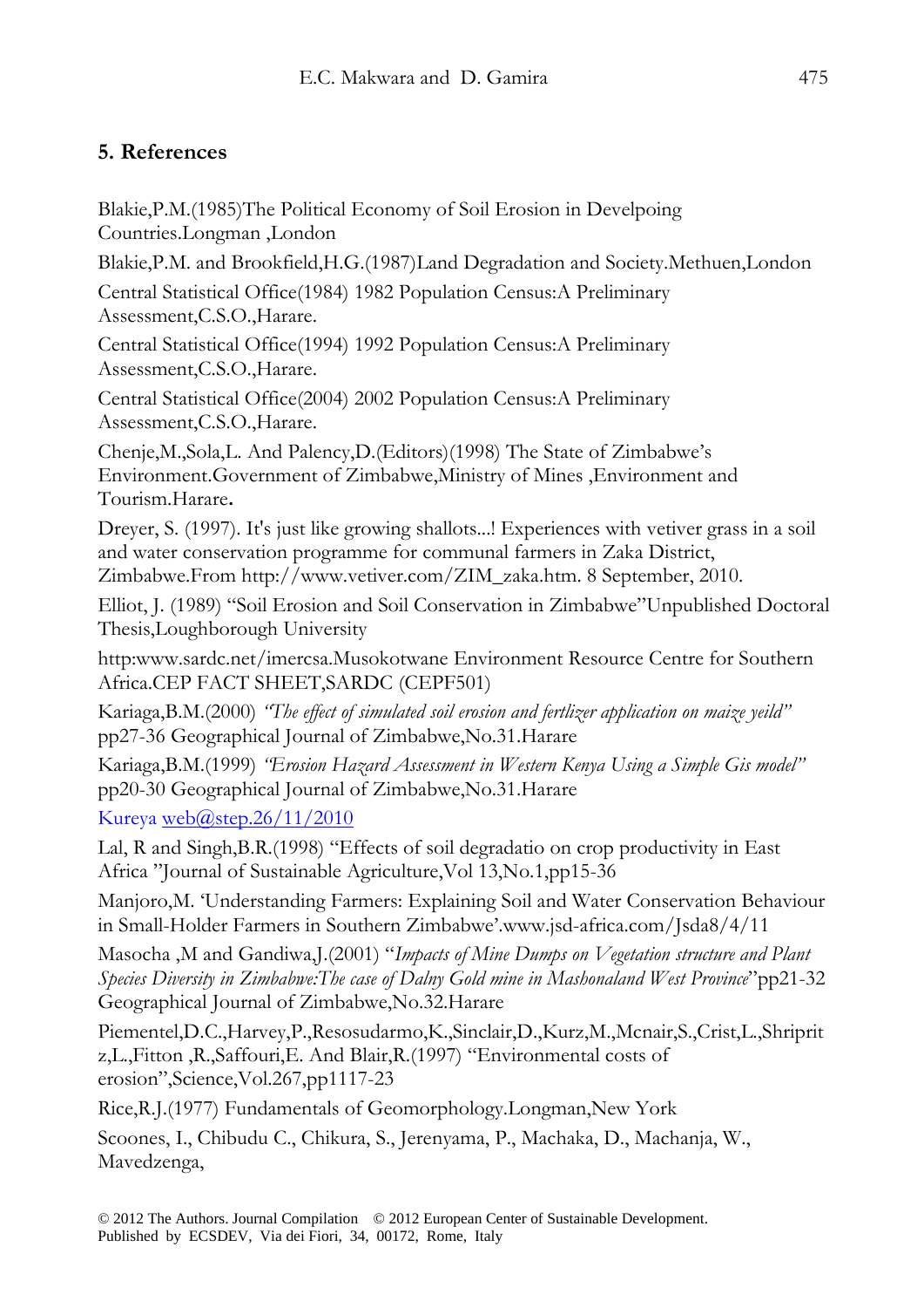## 5. References

Blakie,P.M.(1985)The Political Economy of Soil Erosion in Develpoing Countries.Longman ,London

Blakie,P.M. and Brookfield,H.G.(1987)Land Degradation and Society.Methuen,London

Central Statistical Office(1984) 1982 Population Census:A Preliminary Assessment,C.S.O.,Harare.

Central Statistical Office(1994) 1992 Population Census:A Preliminary Assessment,C.S.O.,Harare.

Central Statistical Office(2004) 2002 Population Census:A Preliminary Assessment,C.S.O.,Harare.

Chenje,M.,Sola,L. And Palency,D.(Editors)(1998) The State of Zimbabwe's Environment.Government of Zimbabwe,Ministry of Mines ,Environment and Tourism.Harare**.**

Dreyer, S. (1997). It's just like growing shallots...! Experiences with vetiver grass in a soil and water conservation programme for communal farmers in Zaka District, Zimbabwe.From http://www.vetiver.com/ZIM_zaka.htm. 8 September, 2010.

Elliot, J. (1989) "Soil Erosion and Soil Conservation in Zimbabwe"Unpublished Doctoral Thesis,Loughborough University

http:www.sardc.net/imercsa.Musokotwane Environment Resource Centre for Southern Africa.CEP FACT SHEET,SARDC (CEPF501)

Kariaga,B.M.(2000) *"The effect of simulated soil erosion and fertlizer application on maize yeild"* pp27-36 Geographical Journal of Zimbabwe,No.31.Harare

Kariaga,B.M.(1999) *"Erosion Hazard Assessment in Western Kenya Using a Simple Gis model"* pp20-30 Geographical Journal of Zimbabwe,No.31.Harare

Kureya web@step.26/11/2010

Lal, R and Singh,B.R.(1998) "Effects of soil degradatio on crop productivity in East Africa "Journal of Sustainable Agriculture,Vol 13,No.1,pp15-36

Manjoro,M. 'Understanding Farmers: Explaining Soil and Water Conservation Behaviour in Small-Holder Farmers in Southern Zimbabwe'.www.jsd-africa.com/Jsda8/4/11

Masocha ,M and Gandiwa,J.(2001) "*Impacts of Mine Dumps on Vegetation structure and Plant Species Diversity in Zimbabwe:The case of Dalny Gold mine in Mashonaland West Province*"pp21-32 Geographical Journal of Zimbabwe,No.32.Harare

Piementel,D.C.,Harvey,P.,Resosudarmo,K.,Sinclair,D.,Kurz,M.,Mcnair,S.,Crist,L.,Shripritz,L.,Fitton ,R.,Saffouri,E. And Blair,R.(1997) "Environmental costs of erosion",Science,Vol.267,pp1117-23

Rice,R.J.(1977) Fundamentals of Geomorphology.Longman,New York

Scoones, I., Chibudu C., Chikura, S., Jerenyama, P., Machaka, D., Machanja, W., Mavedzenga,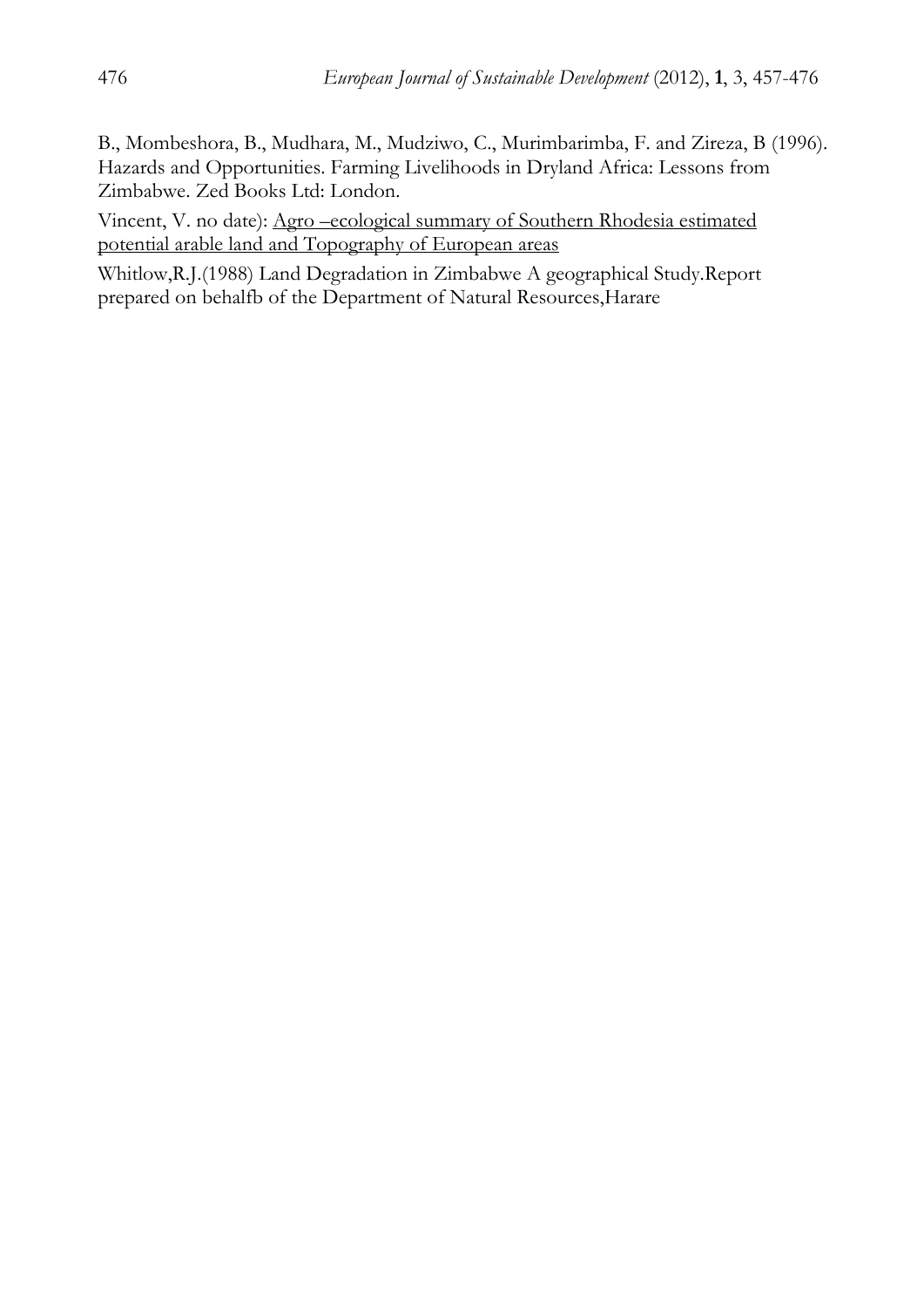B., Mombeshora, B., Mudhara, M., Mudziwo, C., Murimbarimba, F. and Zireza, B (1996). Hazards and Opportunities. Farming Livelihoods in Dryland Africa: Lessons from Zimbabwe. Zed Books Ltd: London.

Vincent, V. no date): Agro –ecological summary of Southern Rhodesia estimated potential arable land and Topography of European areas

Whitlow,R.J.(1988) Land Degradation in Zimbabwe A geographical Study.Report prepared on behalfb of the Department of Natural Resources,Harare